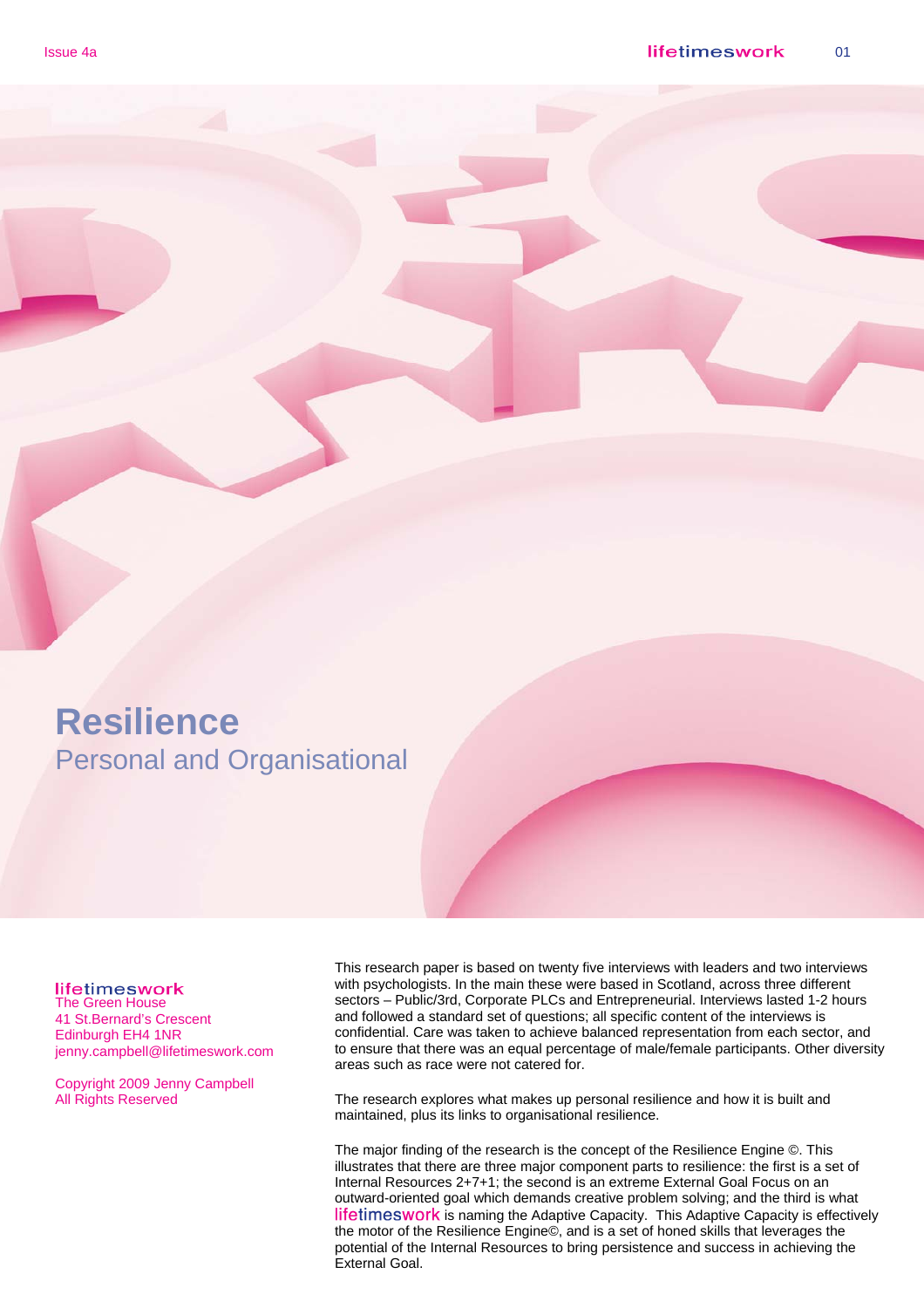# Resilience

## Personal and Organisational

**lifetimeswork**
The Green House
41 St.Bernard's Crescent
Edinburgh EH4 1NR
jenny.campbell@lifetimeswork.com

Copyright 2009 Jenny Campbell
All Rights Reserved

This research paper is based on twenty five interviews with leaders and two interviews with psychologists. In the main these were based in Scotland, across three different sectors – Public/3rd, Corporate PLCs and Entrepreneurial. Interviews lasted 1-2 hours and followed a standard set of questions; all specific content of the interviews is confidential. Care was taken to achieve balanced representation from each sector, and to ensure that there was an equal percentage of male/female participants. Other diversity areas such as race were not catered for.

The research explores what makes up personal resilience and how it is built and maintained, plus its links to organisational resilience.

The major finding of the research is the concept of the Resilience Engine ©. This illustrates that there are three major component parts to resilience: the first is a set of Internal Resources 2+7+1; the second is an extreme External Goal Focus on an outward-oriented goal which demands creative problem solving; and the third is what lifetimeswork is naming the Adaptive Capacity. This Adaptive Capacity is effectively the motor of the Resilience Engine©, and is a set of honed skills that leverages the potential of the Internal Resources to bring persistence and success in achieving the External Goal.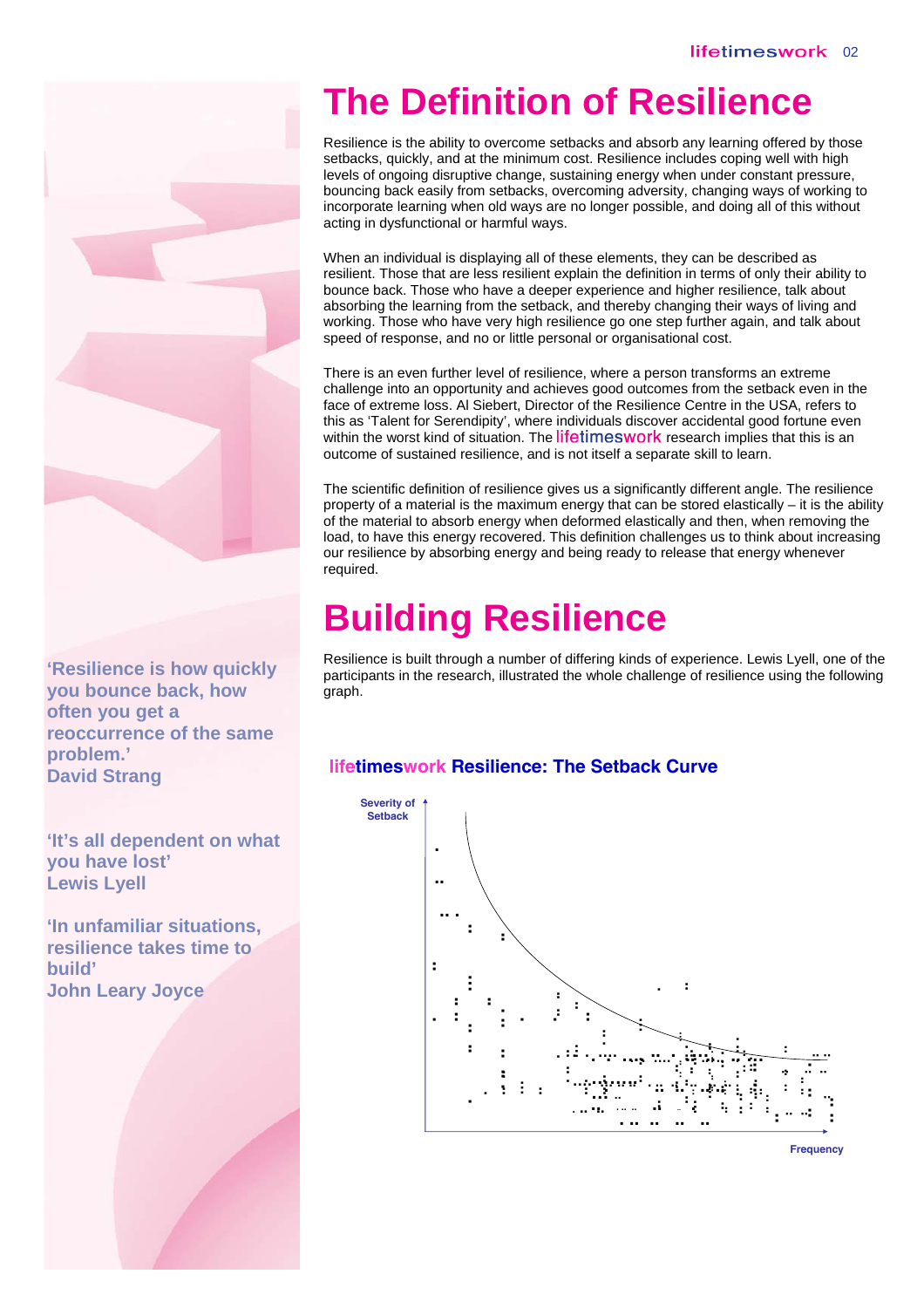# The Definition of Resilience

Resilience is the ability to overcome setbacks and absorb any learning offered by those setbacks, quickly, and at the minimum cost. Resilience includes coping well with high levels of ongoing disruptive change, sustaining energy when under constant pressure, bouncing back easily from setbacks, overcoming adversity, changing ways of working to incorporate learning when old ways are no longer possible, and doing all of this without acting in dysfunctional or harmful ways.

When an individual is displaying all of these elements, they can be described as resilient. Those that are less resilient explain the definition in terms of only their ability to bounce back. Those who have a deeper experience and higher resilience, talk about absorbing the learning from the setback, and thereby changing their ways of living and working. Those who have very high resilience go one step further again, and talk about speed of response, and no or little personal or organisational cost.

There is an even further level of resilience, where a person transforms an extreme challenge into an opportunity and achieves good outcomes from the setback even in the face of extreme loss. Al Siebert, Director of the Resilience Centre in the USA, refers to this as 'Talent for Serendipity', where individuals discover accidental good fortune even within the worst kind of situation. The lifetimeswork research implies that this is an outcome of sustained resilience, and is not itself a separate skill to learn.

The scientific definition of resilience gives us a significantly different angle. The resilience property of a material is the maximum energy that can be stored elastically – it is the ability of the material to absorb energy when deformed elastically and then, when removing the load, to have this energy recovered. This definition challenges us to think about increasing our resilience by absorbing energy and being ready to release that energy whenever required.

# Building Resilience

Resilience is built through a number of differing kinds of experience. Lewis Lyell, one of the participants in the research, illustrated the whole challenge of resilience using the following graph.

**lifetimeswork Resilience: The Setback Curve**

Severity of Setback

Frequency

**'Resilience is how quickly you bounce back, how often you get a reoccurrence of the same problem.'**
**David Strang**

**'It's all dependent on what you have lost'**
**Lewis Lyell**

**'In unfamiliar situations, resilience takes time to build'**
**John Leary Joyce**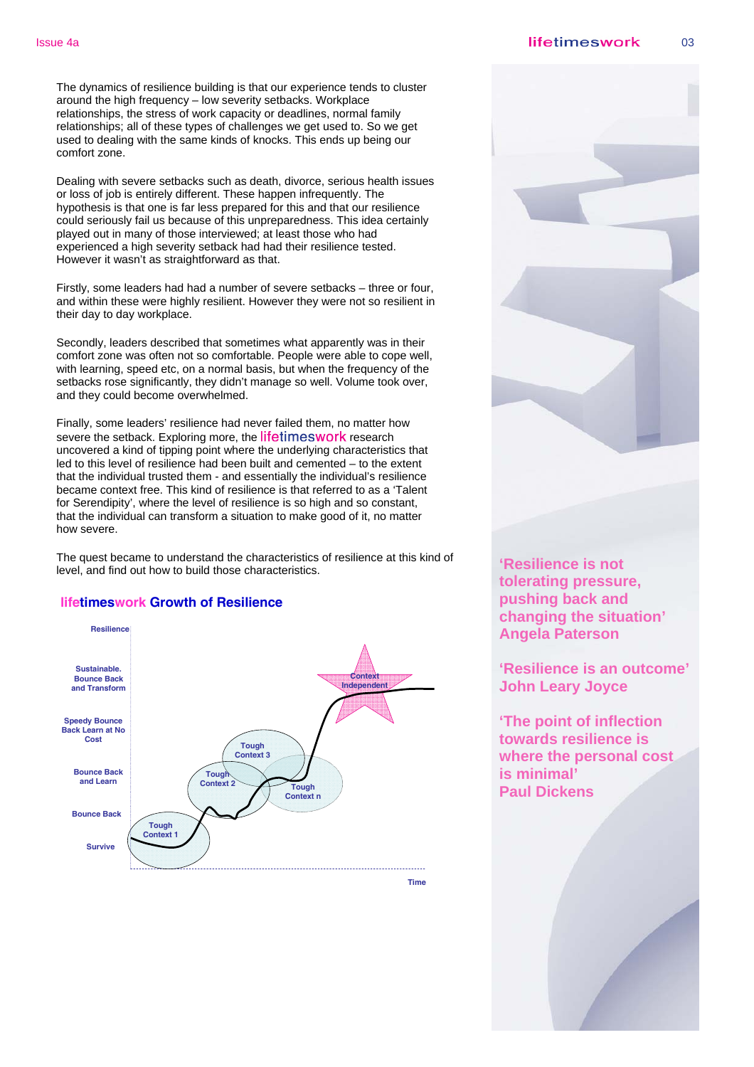The dynamics of resilience building is that our experience tends to cluster around the high frequency – low severity setbacks. Workplace relationships, the stress of work capacity or deadlines, normal family relationships; all of these types of challenges we get used to. So we get used to dealing with the same kinds of knocks. This ends up being our comfort zone.

Dealing with severe setbacks such as death, divorce, serious health issues or loss of job is entirely different. These happen infrequently. The hypothesis is that one is far less prepared for this and that our resilience could seriously fail us because of this unpreparedness. This idea certainly played out in many of those interviewed; at least those who had experienced a high severity setback had had their resilience tested. However it wasn't as straightforward as that.

Firstly, some leaders had had a number of severe setbacks – three or four, and within these were highly resilient. However they were not so resilient in their day to day workplace.

Secondly, leaders described that sometimes what apparently was in their comfort zone was often not so comfortable. People were able to cope well, with learning, speed etc, on a normal basis, but when the frequency of the setbacks rose significantly, they didn't manage so well. Volume took over, and they could become overwhelmed.

Finally, some leaders' resilience had never failed them, no matter how severe the setback. Exploring more, the lifetimeswork research uncovered a kind of tipping point where the underlying characteristics that led to this level of resilience had been built and cemented – to the extent that the individual trusted them - and essentially the individual's resilience became context free. This kind of resilience is that referred to as a 'Talent for Serendipity', where the level of resilience is so high and so constant, that the individual can transform a situation to make good of it, no matter how severe.

The quest became to understand the characteristics of resilience at this kind of level, and find out how to build those characteristics.

## lifetimeswork Growth of Resilience

Resilience (vertical axis, bottom to top): Survive; Bounce Back; Bounce Back and Learn; Speedy Bounce Back Learn at No Cost; Sustainable. Bounce Back and Transform

Time (horizontal axis)

Tough Context 1 → Tough Context 2 → Tough Context 3 → Tough Context n → Context Independent

**'Resilience is not tolerating pressure, pushing back and changing the situation'**
**Angela Paterson**

**'Resilience is an outcome'**
**John Leary Joyce**

**'The point of inflection towards resilience is where the personal cost is minimal'**
**Paul Dickens**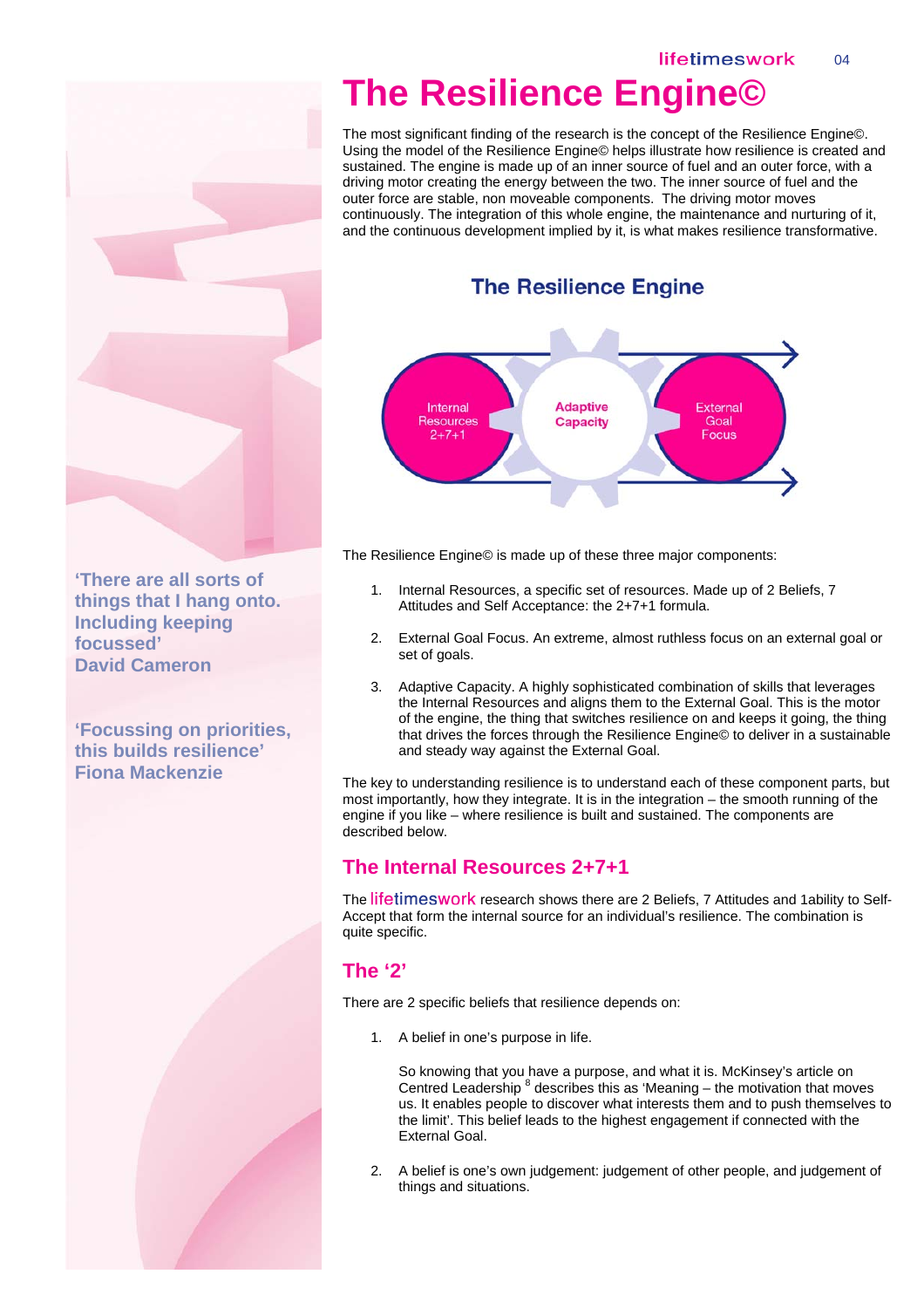# The Resilience Engine©

The most significant finding of the research is the concept of the Resilience Engine©. Using the model of the Resilience Engine© helps illustrate how resilience is created and sustained. The engine is made up of an inner source of fuel and an outer force, with a driving motor creating the energy between the two. The inner source of fuel and the outer force are stable, non moveable components. The driving motor moves continuously. The integration of this whole engine, the maintenance and nurturing of it, and the continuous development implied by it, is what makes resilience transformative.

**The Resilience Engine**

Internal Resources 2+7+1 — Adaptive Capacity — External Goal Focus

The Resilience Engine© is made up of these three major components:

1. Internal Resources, a specific set of resources. Made up of 2 Beliefs, 7 Attitudes and Self Acceptance: the 2+7+1 formula.

2. External Goal Focus. An extreme, almost ruthless focus on an external goal or set of goals.

3. Adaptive Capacity. A highly sophisticated combination of skills that leverages the Internal Resources and aligns them to the External Goal. This is the motor of the engine, the thing that switches resilience on and keeps it going, the thing that drives the forces through the Resilience Engine© to deliver in a sustainable and steady way against the External Goal.

The key to understanding resilience is to understand each of these component parts, but most importantly, how they integrate. It is in the integration – the smooth running of the engine if you like – where resilience is built and sustained. The components are described below.

## The Internal Resources 2+7+1

The lifetimeswork research shows there are 2 Beliefs, 7 Attitudes and 1ability to Self-Accept that form the internal source for an individual's resilience. The combination is quite specific.

## The '2'

There are 2 specific beliefs that resilience depends on:

1. A belief in one's purpose in life.

   So knowing that you have a purpose, and what it is. McKinsey's article on Centred Leadership [8] describes this as 'Meaning – the motivation that moves us. It enables people to discover what interests them and to push themselves to the limit'. This belief leads to the highest engagement if connected with the External Goal.

2. A belief is one's own judgement: judgement of other people, and judgement of things and situations.

**'There are all sorts of things that I hang onto. Including keeping focussed'**
**David Cameron**

**'Focussing on priorities, this builds resilience'**
**Fiona Mackenzie**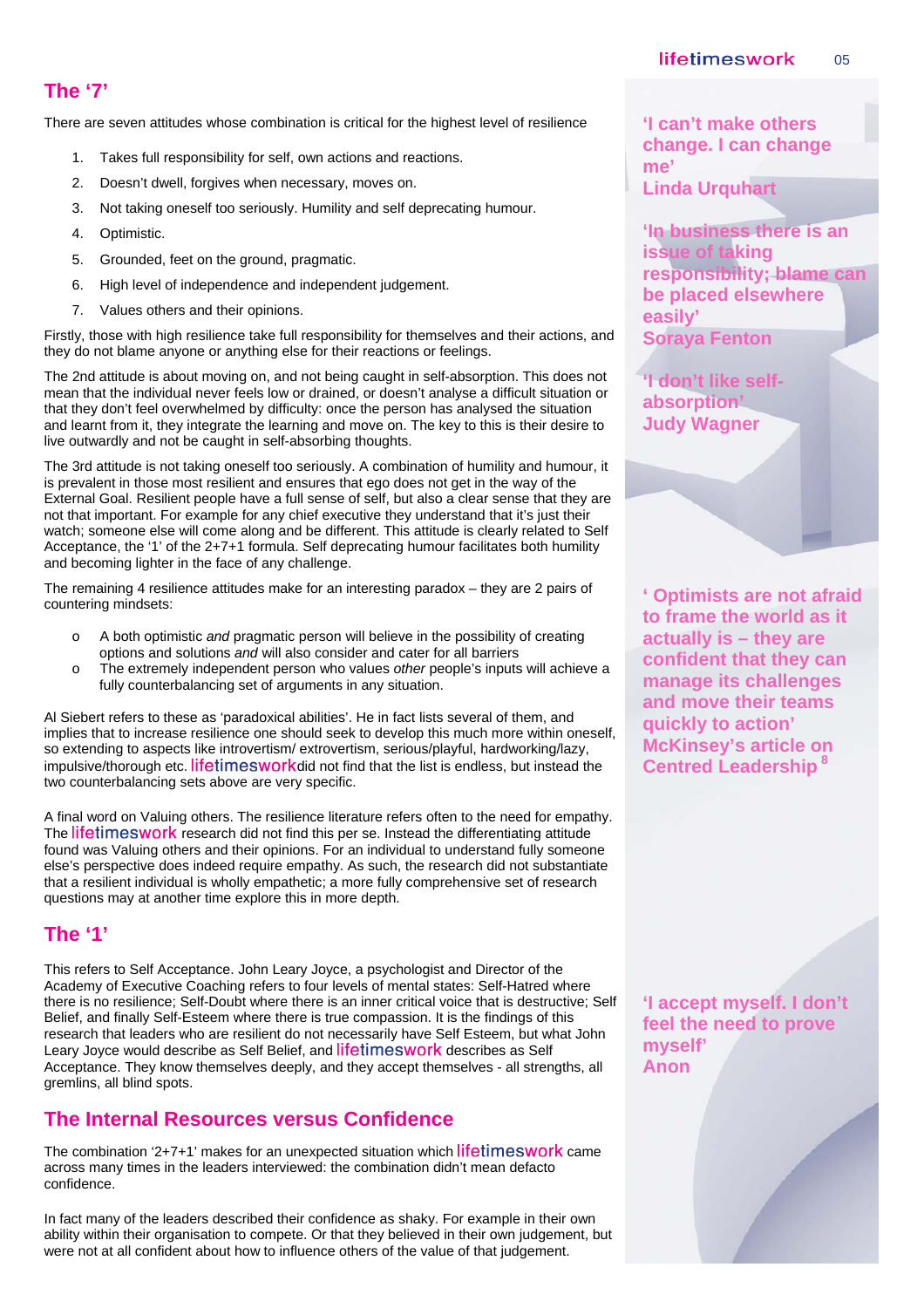## The '7'

There are seven attitudes whose combination is critical for the highest level of resilience

1. Takes full responsibility for self, own actions and reactions.
2. Doesn't dwell, forgives when necessary, moves on.
3. Not taking oneself too seriously. Humility and self deprecating humour.
4. Optimistic.
5. Grounded, feet on the ground, pragmatic.
6. High level of independence and independent judgement.
7. Values others and their opinions.

Firstly, those with high resilience take full responsibility for themselves and their actions, and they do not blame anyone or anything else for their reactions or feelings.

The 2nd attitude is about moving on, and not being caught in self-absorption. This does not mean that the individual never feels low or drained, or doesn't analyse a difficult situation or that they don't feel overwhelmed by difficulty: once the person has analysed the situation and learnt from it, they integrate the learning and move on. The key to this is their desire to live outwardly and not be caught in self-absorbing thoughts.

The 3rd attitude is not taking oneself too seriously. A combination of humility and humour, it is prevalent in those most resilient and ensures that ego does not get in the way of the External Goal. Resilient people have a full sense of self, but also a clear sense that they are not that important. For example for any chief executive they understand that it's just their watch; someone else will come along and be different. This attitude is clearly related to Self Acceptance, the '1' of the 2+7+1 formula. Self deprecating humour facilitates both humility and becoming lighter in the face of any challenge.

The remaining 4 resilience attitudes make for an interesting paradox – they are 2 pairs of countering mindsets:

- A both optimistic *and* pragmatic person will believe in the possibility of creating options and solutions *and* will also consider and cater for all barriers
- The extremely independent person who values *other* people's inputs will achieve a fully counterbalancing set of arguments in any situation.

Al Siebert refers to these as 'paradoxical abilities'. He in fact lists several of them, and implies that to increase resilience one should seek to develop this much more within oneself, so extending to aspects like introvertism/ extrovertism, serious/playful, hardworking/lazy, impulsive/thorough etc. lifetimeswork did not find that the list is endless, but instead the two counterbalancing sets above are very specific.

A final word on Valuing others. The resilience literature refers often to the need for empathy. The lifetimeswork research did not find this per se. Instead the differentiating attitude found was Valuing others and their opinions. For an individual to understand fully someone else's perspective does indeed require empathy. As such, the research did not substantiate that a resilient individual is wholly empathetic; a more fully comprehensive set of research questions may at another time explore this in more depth.

## The '1'

This refers to Self Acceptance. John Leary Joyce, a psychologist and Director of the Academy of Executive Coaching refers to four levels of mental states: Self-Hatred where there is no resilience; Self-Doubt where there is an inner critical voice that is destructive; Self Belief, and finally Self-Esteem where there is true compassion. It is the findings of this research that leaders who are resilient do not necessarily have Self Esteem, but what John Leary Joyce would describe as Self Belief, and lifetimeswork describes as Self Acceptance. They know themselves deeply, and they accept themselves - all strengths, all gremlins, all blind spots.

## The Internal Resources versus Confidence

The combination '2+7+1' makes for an unexpected situation which lifetimeswork came across many times in the leaders interviewed: the combination didn't mean defacto confidence.

In fact many of the leaders described their confidence as shaky. For example in their own ability within their organisation to compete. Or that they believed in their own judgement, but were not at all confident about how to influence others of the value of that judgement.

**'I can't make others change. I can change me'**
**Linda Urquhart**

**'In business there is an issue of taking responsibility; blame can be placed elsewhere easily'**
**Soraya Fenton**

**'I don't like self-absorption'**
**Judy Wagner**

**' Optimists are not afraid to frame the world as it actually is – they are confident that they can manage its challenges and move their teams quickly to action'**
**McKinsey's article on Centred Leadership [8]**

**'I accept myself. I don't feel the need to prove myself'**
**Anon**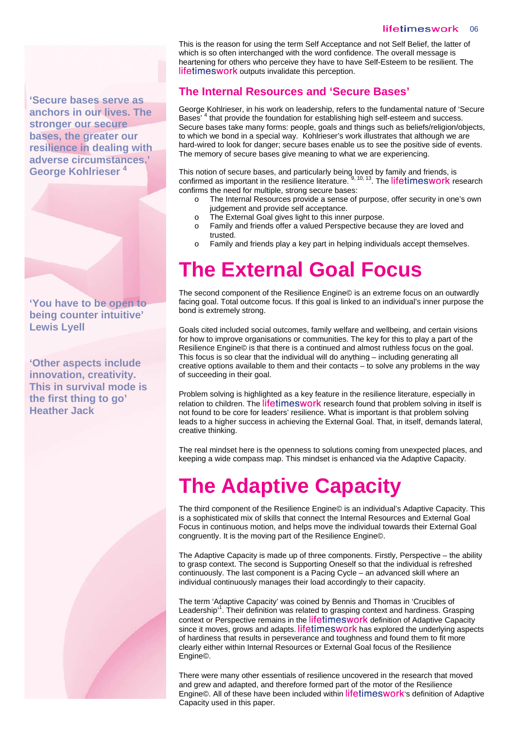This is the reason for using the term Self Acceptance and not Self Belief, the latter of which is so often interchanged with the word confidence. The overall message is heartening for others who perceive they have to have Self-Esteem to be resilient. The lifetimeswork outputs invalidate this perception.

## The Internal Resources and 'Secure Bases'

George Kohlrieser, in his work on leadership, refers to the fundamental nature of 'Secure Bases' [4] that provide the foundation for establishing high self-esteem and success. Secure bases take many forms: people, goals and things such as beliefs/religion/objects, to which we bond in a special way. Kohlrieser's work illustrates that although we are hard-wired to look for danger; secure bases enable us to see the positive side of events. The memory of secure bases give meaning to what we are experiencing.

This notion of secure bases, and particularly being loved by family and friends, is confirmed as important in the resilience literature. [9, 10, 13]. The lifetimeswork research confirms the need for multiple, strong secure bases:

- The Internal Resources provide a sense of purpose, offer security in one's own judgement and provide self acceptance.
- The External Goal gives light to this inner purpose.
- Family and friends offer a valued Perspective because they are loved and trusted.
- Family and friends play a key part in helping individuals accept themselves.

**'Secure bases serve as anchors in our lives. The stronger our secure bases, the greater our resilience in dealing with adverse circumstances.' George Kohlrieser [4]**

# The External Goal Focus

The second component of the Resilience Engine© is an extreme focus on an outwardly facing goal. Total outcome focus. If this goal is linked to an individual's inner purpose the bond is extremely strong.

Goals cited included social outcomes, family welfare and wellbeing, and certain visions for how to improve organisations or communities. The key for this to play a part of the Resilience Engine© is that there is a continued and almost ruthless focus on the goal. This focus is so clear that the individual will do anything – including generating all creative options available to them and their contacts – to solve any problems in the way of succeeding in their goal.

Problem solving is highlighted as a key feature in the resilience literature, especially in relation to children. The lifetimeswork research found that problem solving in itself is not found to be core for leaders' resilience. What is important is that problem solving leads to a higher success in achieving the External Goal. That, in itself, demands lateral, creative thinking.

The real mindset here is the openness to solutions coming from unexpected places, and keeping a wide compass map. This mindset is enhanced via the Adaptive Capacity.

**'You have to be open to being counter intuitive' Lewis Lyell**

**'Other aspects include innovation, creativity. This in survival mode is the first thing to go' Heather Jack**

# The Adaptive Capacity

The third component of the Resilience Engine© is an individual's Adaptive Capacity. This is a sophisticated mix of skills that connect the Internal Resources and External Goal Focus in continuous motion, and helps move the individual towards their External Goal congruently. It is the moving part of the Resilience Engine©.

The Adaptive Capacity is made up of three components. Firstly, Perspective – the ability to grasp context. The second is Supporting Oneself so that the individual is refreshed continuously. The last component is a Pacing Cycle – an advanced skill where an individual continuously manages their load accordingly to their capacity.

The term 'Adaptive Capacity' was coined by Bennis and Thomas in 'Crucibles of Leadership'[1]. Their definition was related to grasping context and hardiness. Grasping context or Perspective remains in the lifetimeswork definition of Adaptive Capacity since it moves, grows and adapts. lifetimeswork has explored the underlying aspects of hardiness that results in perseverance and toughness and found them to fit more clearly either within Internal Resources or External Goal focus of the Resilience Engine©.

There were many other essentials of resilience uncovered in the research that moved and grew and adapted, and therefore formed part of the motor of the Resilience Engine©. All of these have been included within lifetimeswork's definition of Adaptive Capacity used in this paper.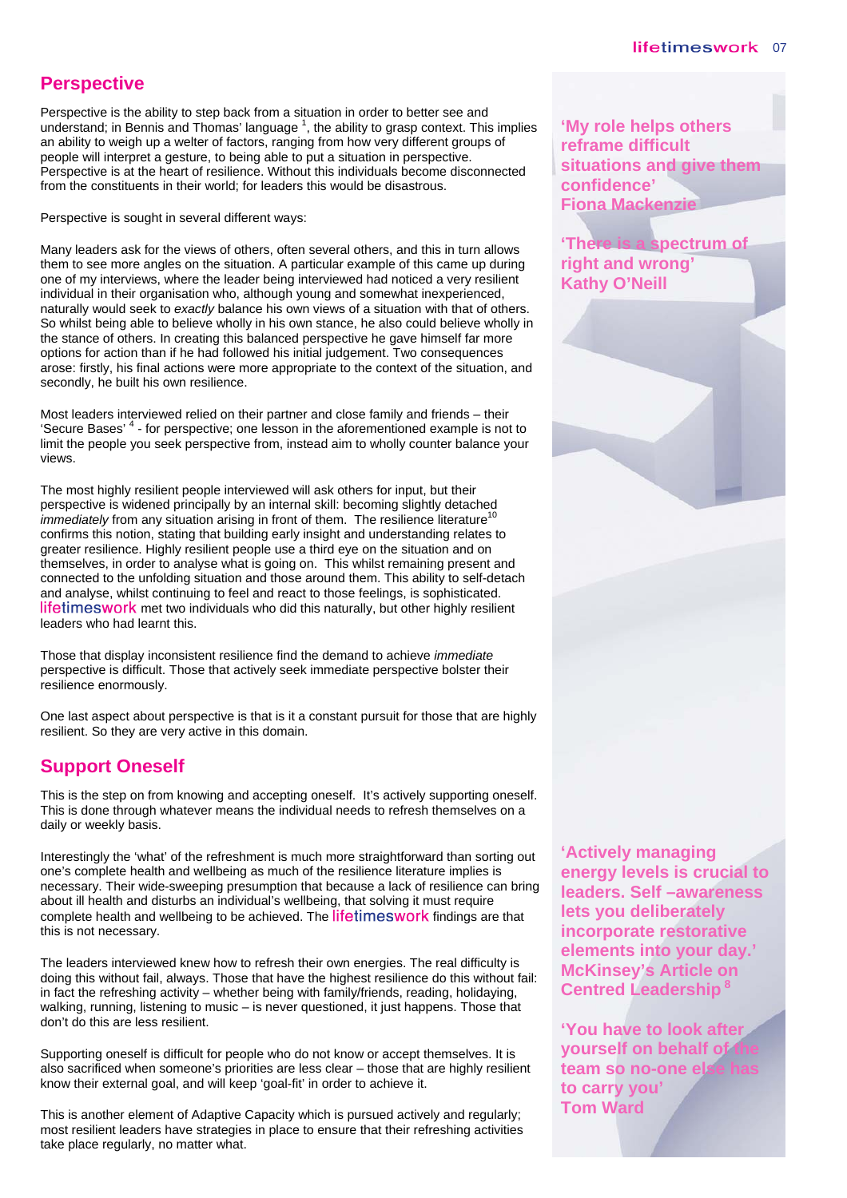## Perspective

Perspective is the ability to step back from a situation in order to better see and understand; in Bennis and Thomas' language [1], the ability to grasp context. This implies an ability to weigh up a welter of factors, ranging from how very different groups of people will interpret a gesture, to being able to put a situation in perspective. Perspective is at the heart of resilience. Without this individuals become disconnected from the constituents in their world; for leaders this would be disastrous.

Perspective is sought in several different ways:

Many leaders ask for the views of others, often several others, and this in turn allows them to see more angles on the situation. A particular example of this came up during one of my interviews, where the leader being interviewed had noticed a very resilient individual in their organisation who, although young and somewhat inexperienced, naturally would seek to *exactly* balance his own views of a situation with that of others. So whilst being able to believe wholly in his own stance, he also could believe wholly in the stance of others. In creating this balanced perspective he gave himself far more options for action than if he had followed his initial judgement. Two consequences arose: firstly, his final actions were more appropriate to the context of the situation, and secondly, he built his own resilience.

Most leaders interviewed relied on their partner and close family and friends – their 'Secure Bases' [4] - for perspective; one lesson in the aforementioned example is not to limit the people you seek perspective from, instead aim to wholly counter balance your views.

The most highly resilient people interviewed will ask others for input, but their perspective is widened principally by an internal skill: becoming slightly detached *immediately* from any situation arising in front of them. The resilience literature[10] confirms this notion, stating that building early insight and understanding relates to greater resilience. Highly resilient people use a third eye on the situation and on themselves, in order to analyse what is going on. This whilst remaining present and connected to the unfolding situation and those around them. This ability to self-detach and analyse, whilst continuing to feel and react to those feelings, is sophisticated. lifetimeswork met two individuals who did this naturally, but other highly resilient leaders who had learnt this.

Those that display inconsistent resilience find the demand to achieve *immediate* perspective is difficult. Those that actively seek immediate perspective bolster their resilience enormously.

One last aspect about perspective is that is it a constant pursuit for those that are highly resilient. So they are very active in this domain.

**'My role helps others reframe difficult situations and give them confidence'**
**Fiona Mackenzie**

**'There is a spectrum of right and wrong'**
**Kathy O'Neill**

## Support Oneself

This is the step on from knowing and accepting oneself. It's actively supporting oneself. This is done through whatever means the individual needs to refresh themselves on a daily or weekly basis.

Interestingly the 'what' of the refreshment is much more straightforward than sorting out one's complete health and wellbeing as much of the resilience literature implies is necessary. Their wide-sweeping presumption that because a lack of resilience can bring about ill health and disturbs an individual's wellbeing, that solving it must require complete health and wellbeing to be achieved. The lifetimeswork findings are that this is not necessary.

The leaders interviewed knew how to refresh their own energies. The real difficulty is doing this without fail, always. Those that have the highest resilience do this without fail: in fact the refreshing activity – whether being with family/friends, reading, holidaying, walking, running, listening to music – is never questioned, it just happens. Those that don't do this are less resilient.

Supporting oneself is difficult for people who do not know or accept themselves. It is also sacrificed when someone's priorities are less clear – those that are highly resilient know their external goal, and will keep 'goal-fit' in order to achieve it.

This is another element of Adaptive Capacity which is pursued actively and regularly; most resilient leaders have strategies in place to ensure that their refreshing activities take place regularly, no matter what.

**'Actively managing energy levels is crucial to leaders. Self –awareness lets you deliberately incorporate restorative elements into your day.'**
**McKinsey's Article on Centred Leadership [8]**

**'You have to look after yourself on behalf of the team so no-one else has to carry you'**
**Tom Ward**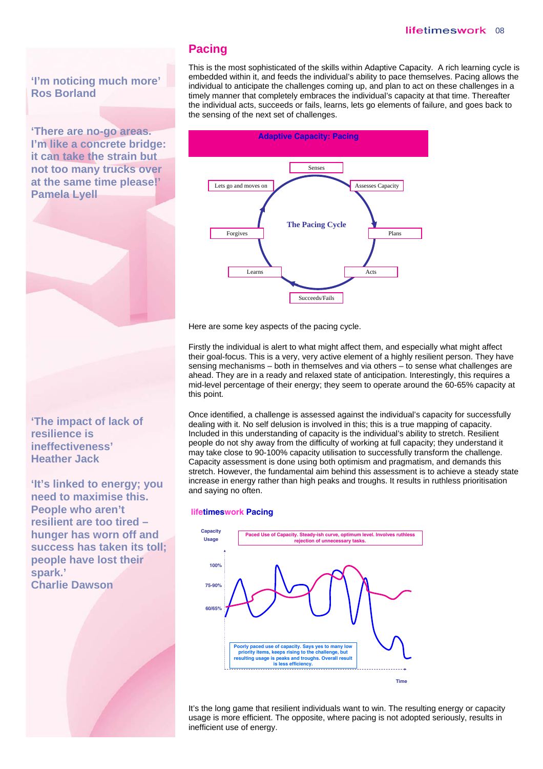## Pacing

This is the most sophisticated of the skills within Adaptive Capacity. A rich learning cycle is embedded within it, and feeds the individual's ability to pace themselves. Pacing allows the individual to anticipate the challenges coming up, and plan to act on these challenges in a timely manner that completely embraces the individual's capacity at that time. Thereafter the individual acts, succeeds or fails, learns, lets go elements of failure, and goes back to the sensing of the next set of challenges.

**Adaptive Capacity: Pacing**

The Pacing Cycle: Senses → Assesses Capacity → Plans → Acts → Succeeds/Fails → Learns → Forgives → Lets go and moves on

Here are some key aspects of the pacing cycle.

Firstly the individual is alert to what might affect them, and especially what might affect their goal-focus. This is a very, very active element of a highly resilient person. They have sensing mechanisms – both in themselves and via others – to sense what challenges are ahead. They are in a ready and relaxed state of anticipation. Interestingly, this requires a mid-level percentage of their energy; they seem to operate around the 60-65% capacity at this point.

Once identified, a challenge is assessed against the individual's capacity for successfully dealing with it. No self delusion is involved in this; this is a true mapping of capacity. Included in this understanding of capacity is the individual's ability to stretch. Resilient people do not shy away from the difficulty of working at full capacity; they understand it may take close to 90-100% capacity utilisation to successfully transform the challenge. Capacity assessment is done using both optimism and pragmatism, and demands this stretch. However, the fundamental aim behind this assessment is to achieve a steady state increase in energy rather than high peaks and troughs. It results in ruthless prioritisation and saying no often.

**lifetimeswork Pacing**

Capacity Usage: 100%, 75-90%, 60/65%; Time

Paced Use of Capacity. Steady-ish curve, optimum level. Involves ruthless rejection of unnecessary tasks.

Poorly paced use of capacity. Says yes to many low priority items, keeps rising to the challenge, but resulting usage is peaks and troughs. Overall result is less efficiency.

It's the long game that resilient individuals want to win. The resulting energy or capacity usage is more efficient. The opposite, where pacing is not adopted seriously, results in inefficient use of energy.

'I'm noticing much more'
Ros Borland

'There are no-go areas. I'm like a concrete bridge: it can take the strain but not too many trucks over at the same time please!'
Pamela Lyell

'The impact of lack of resilience is ineffectiveness'
Heather Jack

'It's linked to energy; you need to maximise this. People who aren't resilient are too tired – hunger has worn off and success has taken its toll; people have lost their spark.'
Charlie Dawson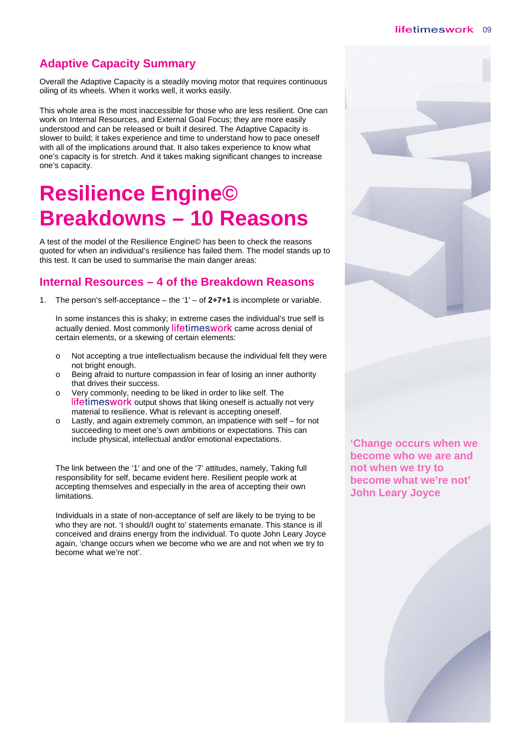## Adaptive Capacity Summary

Overall the Adaptive Capacity is a steadily moving motor that requires continuous oiling of its wheels. When it works well, it works easily.

This whole area is the most inaccessible for those who are less resilient. One can work on Internal Resources, and External Goal Focus; they are more easily understood and can be released or built if desired. The Adaptive Capacity is slower to build; it takes experience and time to understand how to pace oneself with all of the implications around that. It also takes experience to know what one's capacity is for stretch. And it takes making significant changes to increase one's capacity.

# Resilience Engine© Breakdowns – 10 Reasons

A test of the model of the Resilience Engine© has been to check the reasons quoted for when an individual's resilience has failed them. The model stands up to this test. It can be used to summarise the main danger areas:

## Internal Resources – 4 of the Breakdown Reasons

1. The person's self-acceptance – the '1' – of **2+7+1** is incomplete or variable.

   In some instances this is shaky; in extreme cases the individual's true self is actually denied. Most commonly lifetimeswork came across denial of certain elements, or a skewing of certain elements:

   - Not accepting a true intellectualism because the individual felt they were not bright enough.
   - Being afraid to nurture compassion in fear of losing an inner authority that drives their success.
   - Very commonly, needing to be liked in order to like self. The lifetimeswork output shows that liking oneself is actually not very material to resilience. What is relevant is accepting oneself.
   - Lastly, and again extremely common, an impatience with self – for not succeeding to meet one's own ambitions or expectations. This can include physical, intellectual and/or emotional expectations.

   The link between the '1' and one of the '7' attitudes, namely, Taking full responsibility for self, became evident here. Resilient people work at accepting themselves and especially in the area of accepting their own limitations.

   Individuals in a state of non-acceptance of self are likely to be trying to be who they are not. 'I should/I ought to' statements emanate. This stance is ill conceived and drains energy from the individual. To quote John Leary Joyce again, 'change occurs when we become who we are and not when we try to become what we're not'.

**'Change occurs when we become who we are and not when we try to become what we're not' John Leary Joyce**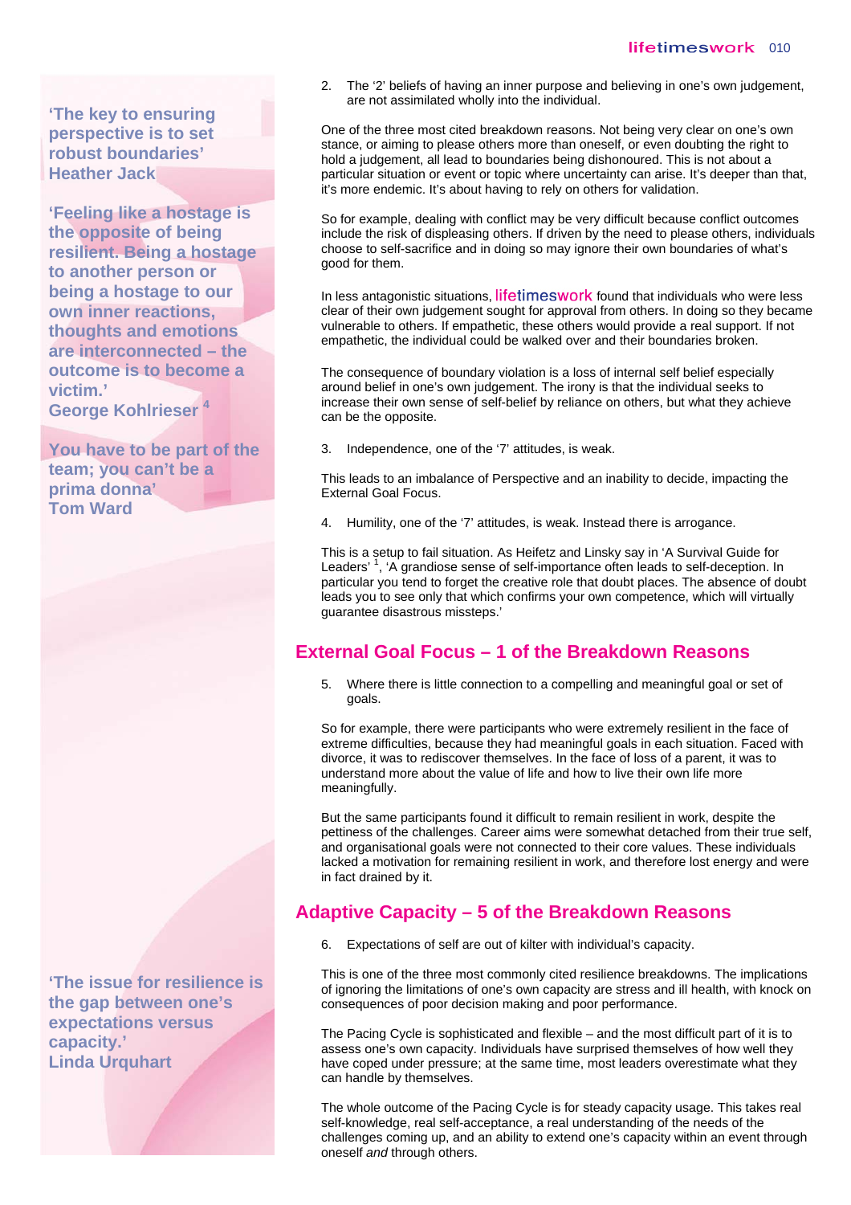**'The key to ensuring perspective is to set robust boundaries'**
**Heather Jack**

**'Feeling like a hostage is the opposite of being resilient. Being a hostage to another person or being a hostage to our own inner reactions, thoughts and emotions are interconnected – the outcome is to become a victim.'**
**George Kohlrieser [4]**

**You have to be part of the team; you can't be a prima donna'**
**Tom Ward**

**'The issue for resilience is the gap between one's expectations versus capacity.'**
**Linda Urquhart**

2. The '2' beliefs of having an inner purpose and believing in one's own judgement, are not assimilated wholly into the individual.

One of the three most cited breakdown reasons. Not being very clear on one's own stance, or aiming to please others more than oneself, or even doubting the right to hold a judgement, all lead to boundaries being dishonoured. This is not about a particular situation or event or topic where uncertainty can arise. It's deeper than that, it's more endemic. It's about having to rely on others for validation.

So for example, dealing with conflict may be very difficult because conflict outcomes include the risk of displeasing others. If driven by the need to please others, individuals choose to self-sacrifice and in doing so may ignore their own boundaries of what's good for them.

In less antagonistic situations, lifetimeswork found that individuals who were less clear of their own judgement sought for approval from others. In doing so they became vulnerable to others. If empathetic, these others would provide a real support. If not empathetic, the individual could be walked over and their boundaries broken.

The consequence of boundary violation is a loss of internal self belief especially around belief in one's own judgement. The irony is that the individual seeks to increase their own sense of self-belief by reliance on others, but what they achieve can be the opposite.

3. Independence, one of the '7' attitudes, is weak.

This leads to an imbalance of Perspective and an inability to decide, impacting the External Goal Focus.

4. Humility, one of the '7' attitudes, is weak. Instead there is arrogance.

This is a setup to fail situation. As Heifetz and Linsky say in 'A Survival Guide for Leaders' [1], 'A grandiose sense of self-importance often leads to self-deception. In particular you tend to forget the creative role that doubt places. The absence of doubt leads you to see only that which confirms your own competence, which will virtually guarantee disastrous missteps.'

## External Goal Focus – 1 of the Breakdown Reasons

5. Where there is little connection to a compelling and meaningful goal or set of goals.

So for example, there were participants who were extremely resilient in the face of extreme difficulties, because they had meaningful goals in each situation. Faced with divorce, it was to rediscover themselves. In the face of loss of a parent, it was to understand more about the value of life and how to live their own life more meaningfully.

But the same participants found it difficult to remain resilient in work, despite the pettiness of the challenges. Career aims were somewhat detached from their true self, and organisational goals were not connected to their core values. These individuals lacked a motivation for remaining resilient in work, and therefore lost energy and were in fact drained by it.

## Adaptive Capacity – 5 of the Breakdown Reasons

6. Expectations of self are out of kilter with individual's capacity.

This is one of the three most commonly cited resilience breakdowns. The implications of ignoring the limitations of one's own capacity are stress and ill health, with knock on consequences of poor decision making and poor performance.

The Pacing Cycle is sophisticated and flexible – and the most difficult part of it is to assess one's own capacity. Individuals have surprised themselves of how well they have coped under pressure; at the same time, most leaders overestimate what they can handle by themselves.

The whole outcome of the Pacing Cycle is for steady capacity usage. This takes real self-knowledge, real self-acceptance, a real understanding of the needs of the challenges coming up, and an ability to extend one's capacity within an event through oneself *and* through others.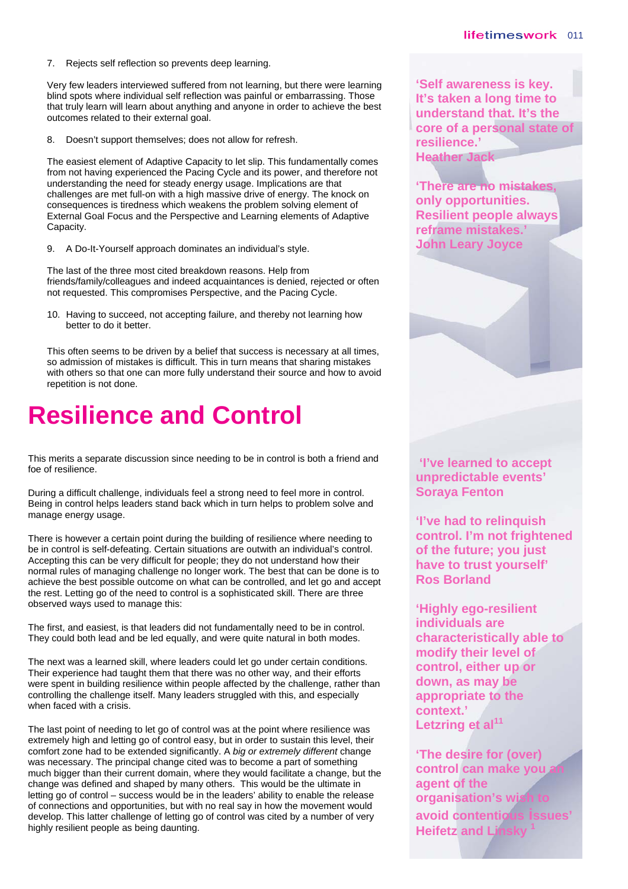7. Rejects self reflection so prevents deep learning.

Very few leaders interviewed suffered from not learning, but there were learning blind spots where individual self reflection was painful or embarrassing. Those that truly learn will learn about anything and anyone in order to achieve the best outcomes related to their external goal.

8. Doesn't support themselves; does not allow for refresh.

The easiest element of Adaptive Capacity to let slip. This fundamentally comes from not having experienced the Pacing Cycle and its power, and therefore not understanding the need for steady energy usage. Implications are that challenges are met full-on with a high massive drive of energy. The knock on consequences is tiredness which weakens the problem solving element of External Goal Focus and the Perspective and Learning elements of Adaptive Capacity.

9. A Do-It-Yourself approach dominates an individual's style.

The last of the three most cited breakdown reasons. Help from friends/family/colleagues and indeed acquaintances is denied, rejected or often not requested. This compromises Perspective, and the Pacing Cycle.

10. Having to succeed, not accepting failure, and thereby not learning how better to do it better.

This often seems to be driven by a belief that success is necessary at all times, so admission of mistakes is difficult. This in turn means that sharing mistakes with others so that one can more fully understand their source and how to avoid repetition is not done.

# Resilience and Control

This merits a separate discussion since needing to be in control is both a friend and foe of resilience.

During a difficult challenge, individuals feel a strong need to feel more in control. Being in control helps leaders stand back which in turn helps to problem solve and manage energy usage.

There is however a certain point during the building of resilience where needing to be in control is self-defeating. Certain situations are outwith an individual's control. Accepting this can be very difficult for people; they do not understand how their normal rules of managing challenge no longer work. The best that can be done is to achieve the best possible outcome on what can be controlled, and let go and accept the rest. Letting go of the need to control is a sophisticated skill. There are three observed ways used to manage this:

The first, and easiest, is that leaders did not fundamentally need to be in control. They could both lead and be led equally, and were quite natural in both modes.

The next was a learned skill, where leaders could let go under certain conditions. Their experience had taught them that there was no other way, and their efforts were spent in building resilience within people affected by the challenge, rather than controlling the challenge itself. Many leaders struggled with this, and especially when faced with a crisis.

The last point of needing to let go of control was at the point where resilience was extremely high and letting go of control easy, but in order to sustain this level, their comfort zone had to be extended significantly. A *big or extremely different* change was necessary. The principal change cited was to become a part of something much bigger than their current domain, where they would facilitate a change, but the change was defined and shaped by many others. This would be the ultimate in letting go of control – success would be in the leaders' ability to enable the release of connections and opportunities, but with no real say in how the movement would develop. This latter challenge of letting go of control was cited by a number of very highly resilient people as being daunting.

**'Self awareness is key. It's taken a long time to understand that. It's the core of a personal state of resilience.'**
**Heather Jack**

**'There are no mistakes, only opportunities. Resilient people always reframe mistakes.'**
**John Leary Joyce**

**'I've learned to accept unpredictable events'**
**Soraya Fenton**

**'I've had to relinquish control. I'm not frightened of the future; you just have to trust yourself'**
**Ros Borland**

**'Highly ego-resilient individuals are characteristically able to modify their level of control, either up or down, as may be appropriate to the context.'**
**Letzring et al[11]**

**'The desire for (over) control can make you an agent of the organisation's wish to avoid contentious issues'**
**Heifetz and Linsky[1]**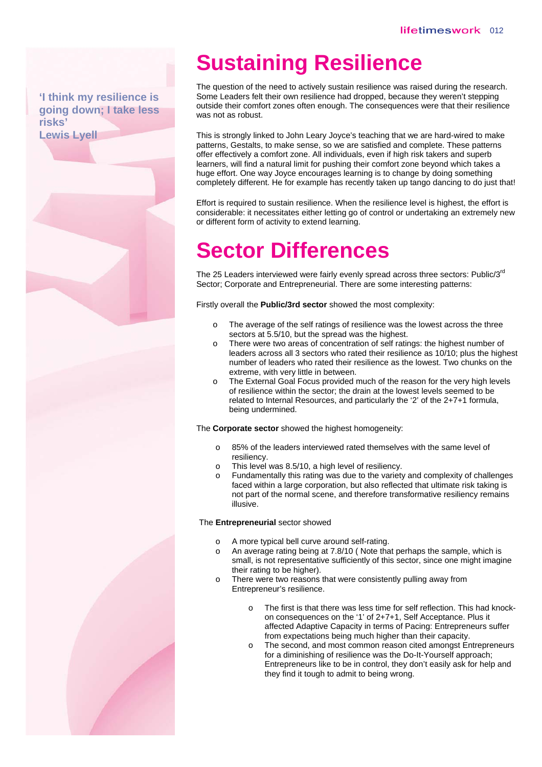**'I think my resilience is going down; I take less risks'**
**Lewis Lyell**

# Sustaining Resilience

The question of the need to actively sustain resilience was raised during the research. Some Leaders felt their own resilience had dropped, because they weren't stepping outside their comfort zones often enough. The consequences were that their resilience was not as robust.

This is strongly linked to John Leary Joyce's teaching that we are hard-wired to make patterns, Gestalts, to make sense, so we are satisfied and complete. These patterns offer effectively a comfort zone. All individuals, even if high risk takers and superb learners, will find a natural limit for pushing their comfort zone beyond which takes a huge effort. One way Joyce encourages learning is to change by doing something completely different. He for example has recently taken up tango dancing to do just that!

Effort is required to sustain resilience. When the resilience level is highest, the effort is considerable: it necessitates either letting go of control or undertaking an extremely new or different form of activity to extend learning.

# Sector Differences

The 25 Leaders interviewed were fairly evenly spread across three sectors: Public/3rd Sector; Corporate and Entrepreneurial. There are some interesting patterns:

Firstly overall the **Public/3rd sector** showed the most complexity:

- The average of the self ratings of resilience was the lowest across the three sectors at 5.5/10, but the spread was the highest.
- There were two areas of concentration of self ratings: the highest number of leaders across all 3 sectors who rated their resilience as 10/10; plus the highest number of leaders who rated their resilience as the lowest. Two chunks on the extreme, with very little in between.
- The External Goal Focus provided much of the reason for the very high levels of resilience within the sector; the drain at the lowest levels seemed to be related to Internal Resources, and particularly the '2' of the 2+7+1 formula, being undermined.

The **Corporate sector** showed the highest homogeneity:

- 85% of the leaders interviewed rated themselves with the same level of resiliency.
- This level was 8.5/10, a high level of resiliency.
- Fundamentally this rating was due to the variety and complexity of challenges faced within a large corporation, but also reflected that ultimate risk taking is not part of the normal scene, and therefore transformative resiliency remains illusive.

The **Entrepreneurial** sector showed

- A more typical bell curve around self-rating.
- An average rating being at 7.8/10 ( Note that perhaps the sample, which is small, is not representative sufficiently of this sector, since one might imagine their rating to be higher).
- There were two reasons that were consistently pulling away from Entrepreneur's resilience.
  - The first is that there was less time for self reflection. This had knock-on consequences on the '1' of 2+7+1, Self Acceptance. Plus it affected Adaptive Capacity in terms of Pacing: Entrepreneurs suffer from expectations being much higher than their capacity.
  - The second, and most common reason cited amongst Entrepreneurs for a diminishing of resilience was the Do-It-Yourself approach; Entrepreneurs like to be in control, they don't easily ask for help and they find it tough to admit to being wrong.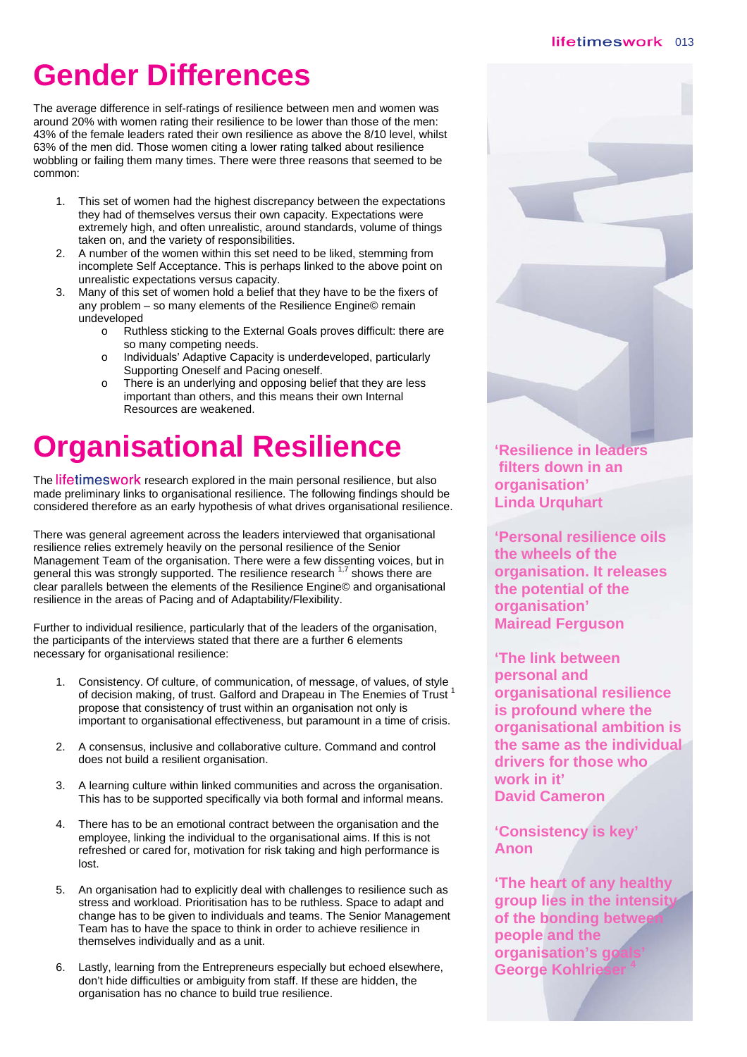# Gender Differences

The average difference in self-ratings of resilience between men and women was around 20% with women rating their resilience to be lower than those of the men: 43% of the female leaders rated their own resilience as above the 8/10 level, whilst 63% of the men did. Those women citing a lower rating talked about resilience wobbling or failing them many times. There were three reasons that seemed to be common:

1. This set of women had the highest discrepancy between the expectations they had of themselves versus their own capacity. Expectations were extremely high, and often unrealistic, around standards, volume of things taken on, and the variety of responsibilities.
2. A number of the women within this set need to be liked, stemming from incomplete Self Acceptance. This is perhaps linked to the above point on unrealistic expectations versus capacity.
3. Many of this set of women hold a belief that they have to be the fixers of any problem – so many elements of the Resilience Engine© remain undeveloped
   - Ruthless sticking to the External Goals proves difficult: there are so many competing needs.
   - Individuals' Adaptive Capacity is underdeveloped, particularly Supporting Oneself and Pacing oneself.
   - There is an underlying and opposing belief that they are less important than others, and this means their own Internal Resources are weakened.

# Organisational Resilience

The lifetimeswork research explored in the main personal resilience, but also made preliminary links to organisational resilience. The following findings should be considered therefore as an early hypothesis of what drives organisational resilience.

There was general agreement across the leaders interviewed that organisational resilience relies extremely heavily on the personal resilience of the Senior Management Team of the organisation. There were a few dissenting voices, but in general this was strongly supported. The resilience research [1,7] shows there are clear parallels between the elements of the Resilience Engine© and organisational resilience in the areas of Pacing and of Adaptability/Flexibility.

Further to individual resilience, particularly that of the leaders of the organisation, the participants of the interviews stated that there are a further 6 elements necessary for organisational resilience:

1. Consistency. Of culture, of communication, of message, of values, of style of decision making, of trust. Galford and Drapeau in The Enemies of Trust [1] propose that consistency of trust within an organisation not only is important to organisational effectiveness, but paramount in a time of crisis.

2. A consensus, inclusive and collaborative culture. Command and control does not build a resilient organisation.

3. A learning culture within linked communities and across the organisation. This has to be supported specifically via both formal and informal means.

4. There has to be an emotional contract between the organisation and the employee, linking the individual to the organisational aims. If this is not refreshed or cared for, motivation for risk taking and high performance is lost.

5. An organisation had to explicitly deal with challenges to resilience such as stress and workload. Prioritisation has to be ruthless. Space to adapt and change has to be given to individuals and teams. The Senior Management Team has to have the space to think in order to achieve resilience in themselves individually and as a unit.

6. Lastly, learning from the Entrepreneurs especially but echoed elsewhere, don't hide difficulties or ambiguity from staff. If these are hidden, the organisation has no chance to build true resilience.

**'Resilience in leaders filters down in an organisation'**
**Linda Urquhart**

**'Personal resilience oils the wheels of the organisation. It releases the potential of the organisation'**
**Mairead Ferguson**

**'The link between personal and organisational resilience is profound where the organisational ambition is the same as the individual drivers for those who work in it'**
**David Cameron**

**'Consistency is key'**
**Anon**

**'The heart of any healthy group lies in the intensity of the bonding between people and the organisation's goals'**
**George Kohlrieser [4]**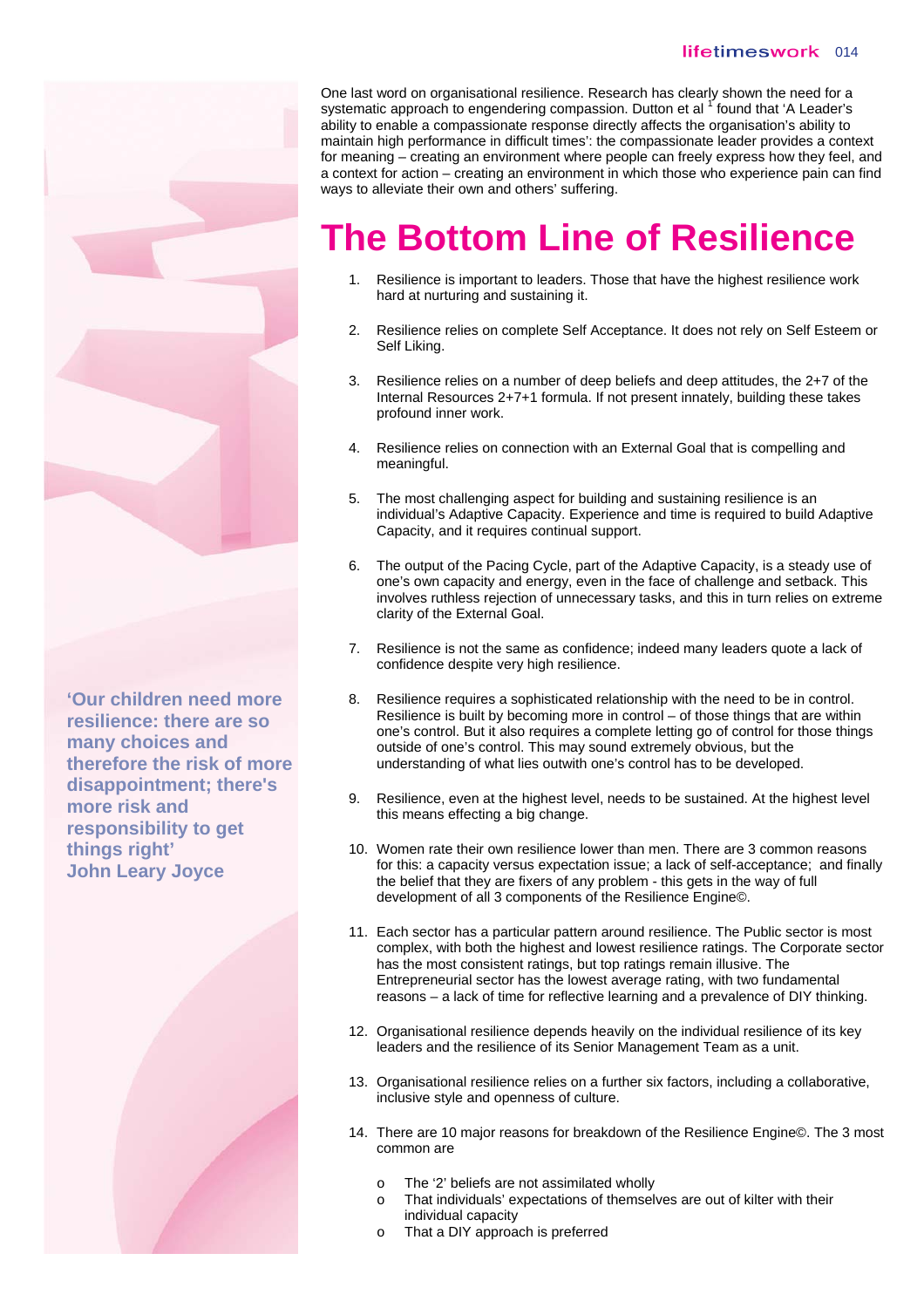One last word on organisational resilience. Research has clearly shown the need for a systematic approach to engendering compassion. Dutton et al [1] found that 'A Leader's ability to enable a compassionate response directly affects the organisation's ability to maintain high performance in difficult times': the compassionate leader provides a context for meaning – creating an environment where people can freely express how they feel, and a context for action – creating an environment in which those who experience pain can find ways to alleviate their own and others' suffering.

# The Bottom Line of Resilience

1. Resilience is important to leaders. Those that have the highest resilience work hard at nurturing and sustaining it.

2. Resilience relies on complete Self Acceptance. It does not rely on Self Esteem or Self Liking.

3. Resilience relies on a number of deep beliefs and deep attitudes, the 2+7 of the Internal Resources 2+7+1 formula. If not present innately, building these takes profound inner work.

4. Resilience relies on connection with an External Goal that is compelling and meaningful.

5. The most challenging aspect for building and sustaining resilience is an individual's Adaptive Capacity. Experience and time is required to build Adaptive Capacity, and it requires continual support.

6. The output of the Pacing Cycle, part of the Adaptive Capacity, is a steady use of one's own capacity and energy, even in the face of challenge and setback. This involves ruthless rejection of unnecessary tasks, and this in turn relies on extreme clarity of the External Goal.

7. Resilience is not the same as confidence; indeed many leaders quote a lack of confidence despite very high resilience.

8. Resilience requires a sophisticated relationship with the need to be in control. Resilience is built by becoming more in control – of those things that are within one's control. But it also requires a complete letting go of control for those things outside of one's control. This may sound extremely obvious, but the understanding of what lies outwith one's control has to be developed.

9. Resilience, even at the highest level, needs to be sustained. At the highest level this means effecting a big change.

10. Women rate their own resilience lower than men. There are 3 common reasons for this: a capacity versus expectation issue; a lack of self-acceptance; and finally the belief that they are fixers of any problem - this gets in the way of full development of all 3 components of the Resilience Engine©.

11. Each sector has a particular pattern around resilience. The Public sector is most complex, with both the highest and lowest resilience ratings. The Corporate sector has the most consistent ratings, but top ratings remain illusive. The Entrepreneurial sector has the lowest average rating, with two fundamental reasons – a lack of time for reflective learning and a prevalence of DIY thinking.

12. Organisational resilience depends heavily on the individual resilience of its key leaders and the resilience of its Senior Management Team as a unit.

13. Organisational resilience relies on a further six factors, including a collaborative, inclusive style and openness of culture.

14. There are 10 major reasons for breakdown of the Resilience Engine©. The 3 most common are
    - The '2' beliefs are not assimilated wholly
    - That individuals' expectations of themselves are out of kilter with their individual capacity
    - That a DIY approach is preferred

**'Our children need more resilience: there are so many choices and therefore the risk of more disappointment; there's more risk and responsibility to get things right'**
**John Leary Joyce**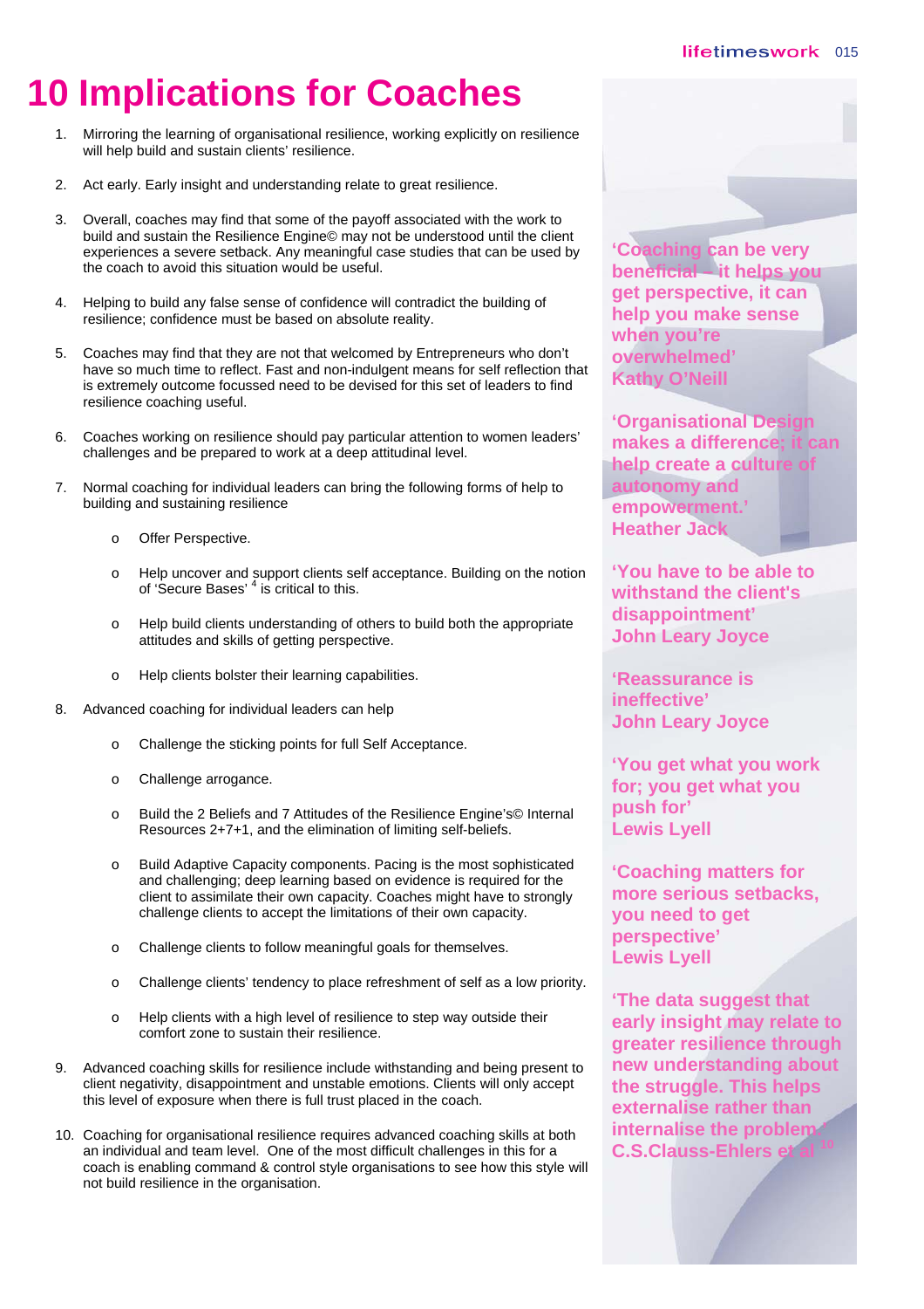# 10 Implications for Coaches

1. Mirroring the learning of organisational resilience, working explicitly on resilience will help build and sustain clients' resilience.

2. Act early. Early insight and understanding relate to great resilience.

3. Overall, coaches may find that some of the payoff associated with the work to build and sustain the Resilience Engine© may not be understood until the client experiences a severe setback. Any meaningful case studies that can be used by the coach to avoid this situation would be useful.

4. Helping to build any false sense of confidence will contradict the building of resilience; confidence must be based on absolute reality.

5. Coaches may find that they are not that welcomed by Entrepreneurs who don't have so much time to reflect. Fast and non-indulgent means for self reflection that is extremely outcome focussed need to be devised for this set of leaders to find resilience coaching useful.

6. Coaches working on resilience should pay particular attention to women leaders' challenges and be prepared to work at a deep attitudinal level.

7. Normal coaching for individual leaders can bring the following forms of help to building and sustaining resilience

   - Offer Perspective.
   - Help uncover and support clients self acceptance. Building on the notion of 'Secure Bases' [4] is critical to this.
   - Help build clients understanding of others to build both the appropriate attitudes and skills of getting perspective.
   - Help clients bolster their learning capabilities.

8. Advanced coaching for individual leaders can help

   - Challenge the sticking points for full Self Acceptance.
   - Challenge arrogance.
   - Build the 2 Beliefs and 7 Attitudes of the Resilience Engine's© Internal Resources 2+7+1, and the elimination of limiting self-beliefs.
   - Build Adaptive Capacity components. Pacing is the most sophisticated and challenging; deep learning based on evidence is required for the client to assimilate their own capacity. Coaches might have to strongly challenge clients to accept the limitations of their own capacity.
   - Challenge clients to follow meaningful goals for themselves.
   - Challenge clients' tendency to place refreshment of self as a low priority.
   - Help clients with a high level of resilience to step way outside their comfort zone to sustain their resilience.

9. Advanced coaching skills for resilience include withstanding and being present to client negativity, disappointment and unstable emotions. Clients will only accept this level of exposure when there is full trust placed in the coach.

10. Coaching for organisational resilience requires advanced coaching skills at both an individual and team level. One of the most difficult challenges in this for a coach is enabling command & control style organisations to see how this style will not build resilience in the organisation.

**'Coaching can be very beneficial – it helps you get perspective, it can help you make sense when you're overwhelmed'**
**Kathy O'Neill**

**'Organisational Design makes a difference; it can help create a culture of autonomy and empowerment.'**
**Heather Jack**

**'You have to be able to withstand the client's disappointment'**
**John Leary Joyce**

**'Reassurance is ineffective'**
**John Leary Joyce**

**'You get what you work for; you get what you push for'**
**Lewis Lyell**

**'Coaching matters for more serious setbacks, you need to get perspective'**
**Lewis Lyell**

**'The data suggest that early insight may relate to greater resilience through new understanding about the struggle. This helps externalise rather than internalise the problem.'**
**C.S.Clauss-Ehlers et al [10]**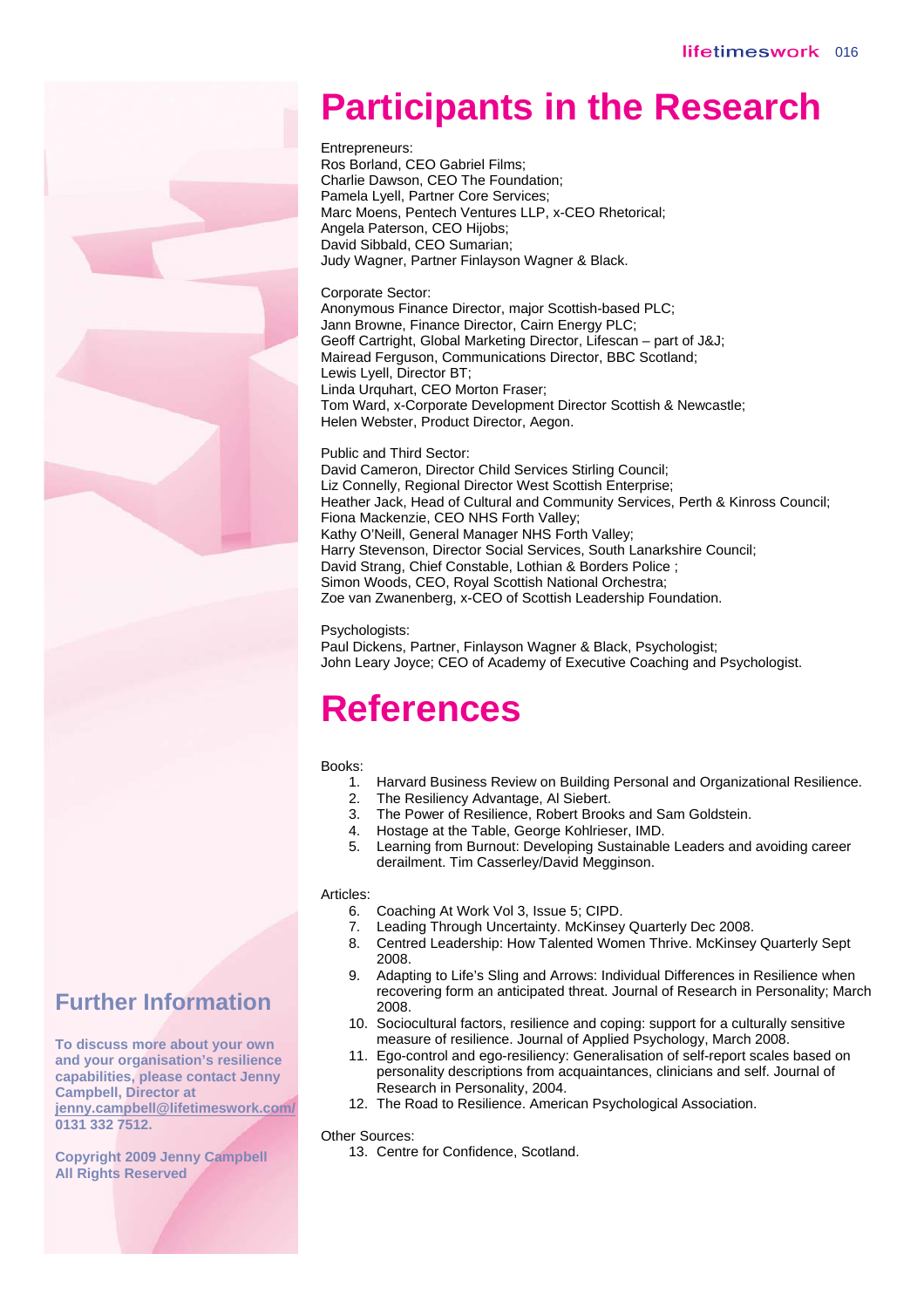# Participants in the Research

Entrepreneurs:
Ros Borland, CEO Gabriel Films;
Charlie Dawson, CEO The Foundation;
Pamela Lyell, Partner Core Services;
Marc Moens, Pentech Ventures LLP, x-CEO Rhetorical;
Angela Paterson, CEO Hijobs;
David Sibbald, CEO Sumarian;
Judy Wagner, Partner Finlayson Wagner & Black.

Corporate Sector:
Anonymous Finance Director, major Scottish-based PLC;
Jann Browne, Finance Director, Cairn Energy PLC;
Geoff Cartright, Global Marketing Director, Lifescan – part of J&J;
Mairead Ferguson, Communications Director, BBC Scotland;
Lewis Lyell, Director BT;
Linda Urquhart, CEO Morton Fraser;
Tom Ward, x-Corporate Development Director Scottish & Newcastle;
Helen Webster, Product Director, Aegon.

Public and Third Sector:
David Cameron, Director Child Services Stirling Council;
Liz Connelly, Regional Director West Scottish Enterprise;
Heather Jack, Head of Cultural and Community Services, Perth & Kinross Council;
Fiona Mackenzie, CEO NHS Forth Valley;
Kathy O'Neill, General Manager NHS Forth Valley;
Harry Stevenson, Director Social Services, South Lanarkshire Council;
David Strang, Chief Constable, Lothian & Borders Police ;
Simon Woods, CEO, Royal Scottish National Orchestra;
Zoe van Zwanenberg, x-CEO of Scottish Leadership Foundation.

Psychologists:
Paul Dickens, Partner, Finlayson Wagner & Black, Psychologist;
John Leary Joyce; CEO of Academy of Executive Coaching and Psychologist.

# References

Books:

1. Harvard Business Review on Building Personal and Organizational Resilience.
2. The Resiliency Advantage, Al Siebert.
3. The Power of Resilience, Robert Brooks and Sam Goldstein.
4. Hostage at the Table, George Kohlrieser, IMD.
5. Learning from Burnout: Developing Sustainable Leaders and avoiding career derailment. Tim Casserley/David Megginson.

Articles:

6. Coaching At Work Vol 3, Issue 5; CIPD.
7. Leading Through Uncertainty. McKinsey Quarterly Dec 2008.
8. Centred Leadership: How Talented Women Thrive. McKinsey Quarterly Sept 2008.
9. Adapting to Life's Sling and Arrows: Individual Differences in Resilience when recovering form an anticipated threat. Journal of Research in Personality; March 2008.
10. Sociocultural factors, resilience and coping: support for a culturally sensitive measure of resilience. Journal of Applied Psychology, March 2008.
11. Ego-control and ego-resiliency: Generalisation of self-report scales based on personality descriptions from acquaintances, clinicians and self. Journal of Research in Personality, 2004.
12. The Road to Resilience. American Psychological Association.

Other Sources:

13. Centre for Confidence, Scotland.

## Further Information

**To discuss more about your own and your organisation's resilience capabilities, please contact Jenny Campbell, Director at jenny.campbell@lifetimeswork.com/ 0131 332 7512.**

**Copyright 2009 Jenny Campbell All Rights Reserved**